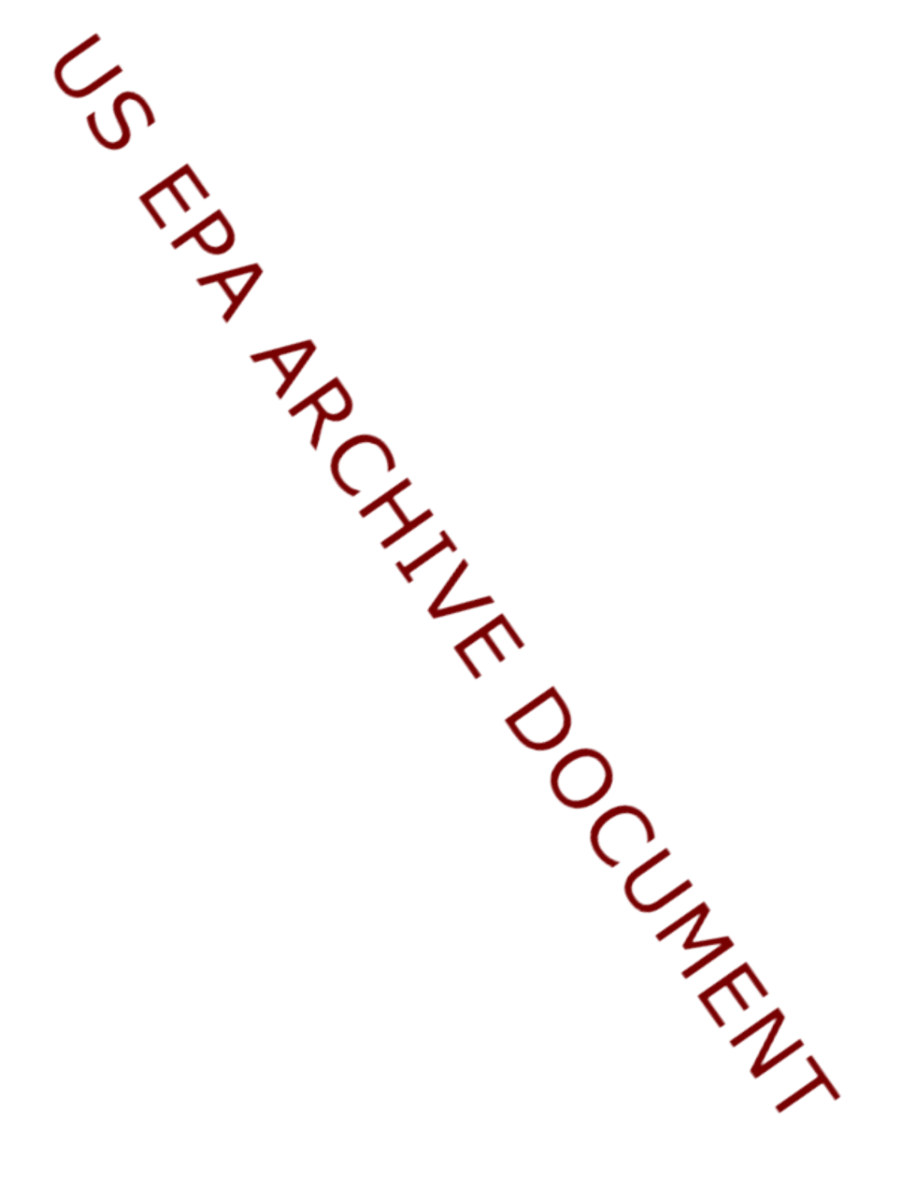US EPA ARCHIVE DOCUMENT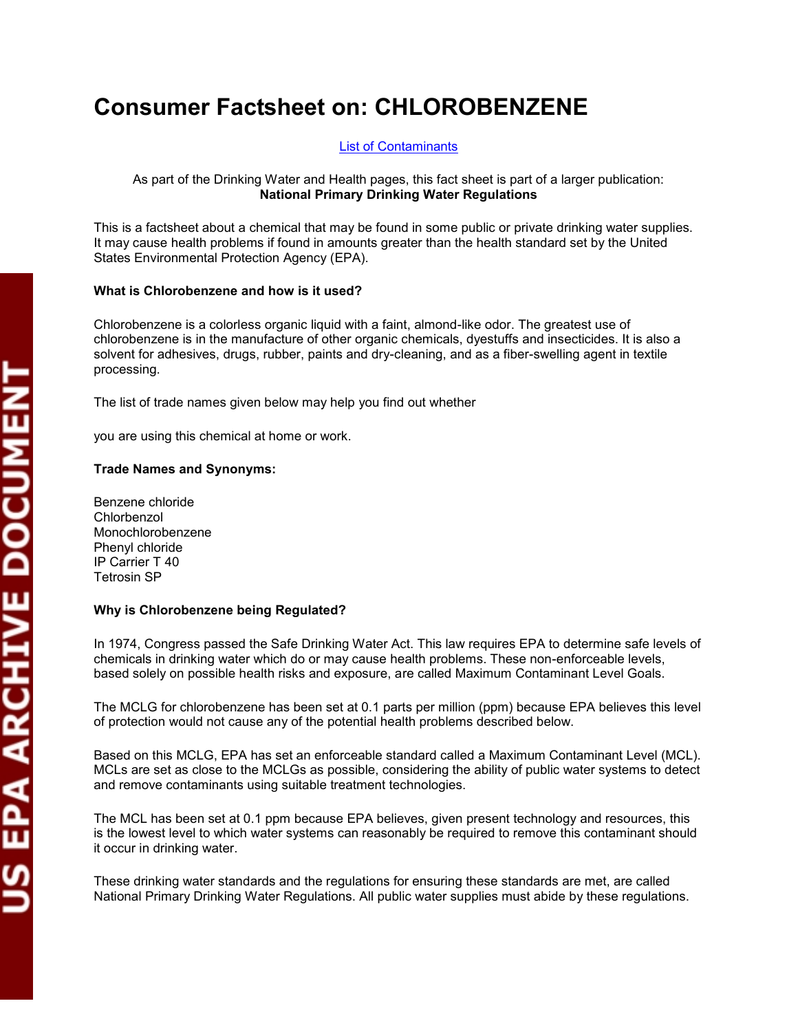# Consumer Factsheet on: CHLOROBENZENE

List of Contaminants

As part of the Drinking Water and Health pages, this fact sheet is part of a larger publication: **National Primary Drinking Water Regulations**

This is a factsheet about a chemical that may be found in some public or private drinking water supplies. It may cause health problems if found in amounts greater than the health standard set by the United States Environmental Protection Agency (EPA).

**What is Chlorobenzene and how is it used?**

Chlorobenzene is a colorless organic liquid with a faint, almond-like odor. The greatest use of chlorobenzene is in the manufacture of other organic chemicals, dyestuffs and insecticides. It is also a solvent for adhesives, drugs, rubber, paints and dry-cleaning, and as a fiber-swelling agent in textile processing.

The list of trade names given below may help you find out whether

you are using this chemical at home or work.

**Trade Names and Synonyms:**

Benzene chloride
Chlorbenzol
Monochlorobenzene
Phenyl chloride
IP Carrier T 40
Tetrosin SP

**Why is Chlorobenzene being Regulated?**

In 1974, Congress passed the Safe Drinking Water Act. This law requires EPA to determine safe levels of chemicals in drinking water which do or may cause health problems. These non-enforceable levels, based solely on possible health risks and exposure, are called Maximum Contaminant Level Goals.

The MCLG for chlorobenzene has been set at 0.1 parts per million (ppm) because EPA believes this level of protection would not cause any of the potential health problems described below.

Based on this MCLG, EPA has set an enforceable standard called a Maximum Contaminant Level (MCL). MCLs are set as close to the MCLGs as possible, considering the ability of public water systems to detect and remove contaminants using suitable treatment technologies.

The MCL has been set at 0.1 ppm because EPA believes, given present technology and resources, this is the lowest level to which water systems can reasonably be required to remove this contaminant should it occur in drinking water.

These drinking water standards and the regulations for ensuring these standards are met, are called National Primary Drinking Water Regulations. All public water supplies must abide by these regulations.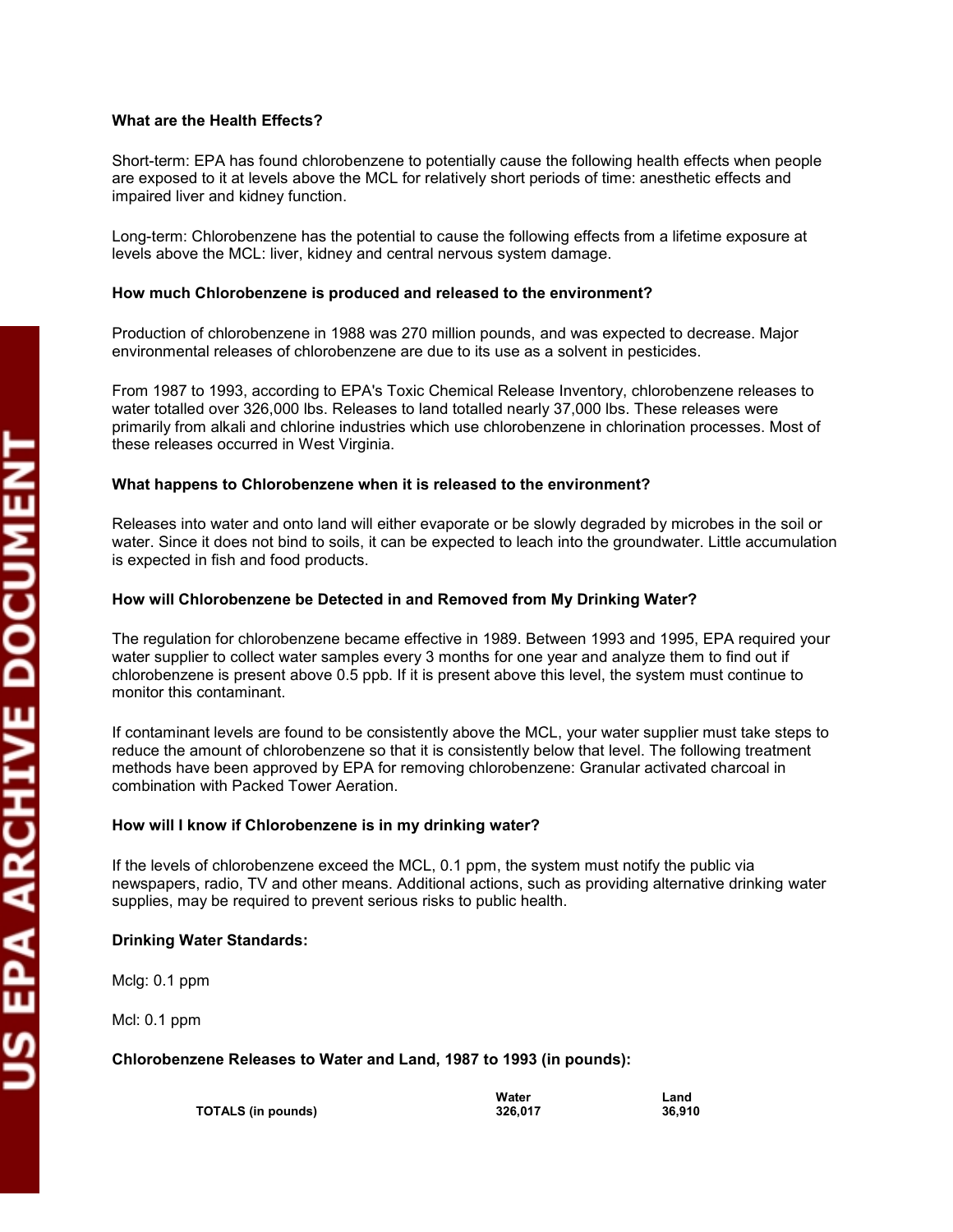**What are the Health Effects?**

Short-term: EPA has found chlorobenzene to potentially cause the following health effects when people are exposed to it at levels above the MCL for relatively short periods of time: anesthetic effects and impaired liver and kidney function.

Long-term: Chlorobenzene has the potential to cause the following effects from a lifetime exposure at levels above the MCL: liver, kidney and central nervous system damage.

**How much Chlorobenzene is produced and released to the environment?**

Production of chlorobenzene in 1988 was 270 million pounds, and was expected to decrease. Major environmental releases of chlorobenzene are due to its use as a solvent in pesticides.

From 1987 to 1993, according to EPA's Toxic Chemical Release Inventory, chlorobenzene releases to water totalled over 326,000 lbs. Releases to land totalled nearly 37,000 lbs. These releases were primarily from alkali and chlorine industries which use chlorobenzene in chlorination processes. Most of these releases occurred in West Virginia.

**What happens to Chlorobenzene when it is released to the environment?**

Releases into water and onto land will either evaporate or be slowly degraded by microbes in the soil or water. Since it does not bind to soils, it can be expected to leach into the groundwater. Little accumulation is expected in fish and food products.

**How will Chlorobenzene be Detected in and Removed from My Drinking Water?**

The regulation for chlorobenzene became effective in 1989. Between 1993 and 1995, EPA required your water supplier to collect water samples every 3 months for one year and analyze them to find out if chlorobenzene is present above 0.5 ppb. If it is present above this level, the system must continue to monitor this contaminant.

If contaminant levels are found to be consistently above the MCL, your water supplier must take steps to reduce the amount of chlorobenzene so that it is consistently below that level. The following treatment methods have been approved by EPA for removing chlorobenzene: Granular activated charcoal in combination with Packed Tower Aeration.

**How will I know if Chlorobenzene is in my drinking water?**

If the levels of chlorobenzene exceed the MCL, 0.1 ppm, the system must notify the public via newspapers, radio, TV and other means. Additional actions, such as providing alternative drinking water supplies, may be required to prevent serious risks to public health.

**Drinking Water Standards:**

Mclg: 0.1 ppm

Mcl: 0.1 ppm

**Chlorobenzene Releases to Water and Land, 1987 to 1993 (in pounds):**

| | Water | Land |
|---|---|---|
| **TOTALS (in pounds)** | **326,017** | **36,910** |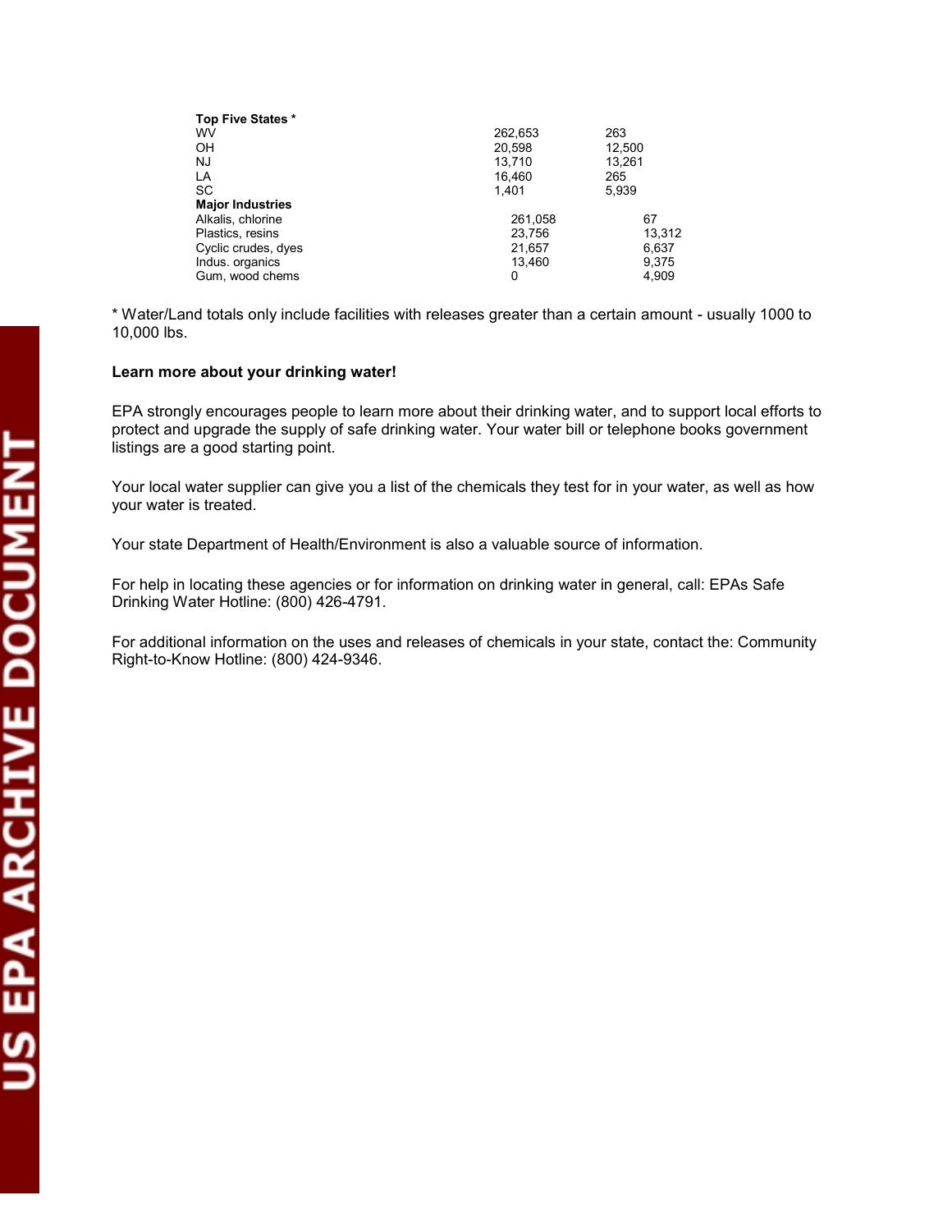| | | |
|---|---|---|
| **Top Five States *** | | |
| WV | 262,653 | 263 |
| OH | 20,598 | 12,500 |
| NJ | 13,710 | 13,261 |
| LA | 16,460 | 265 |
| SC | 1,401 | 5,939 |
| **Major Industries** | | |
| Alkalis, chlorine | 261,058 | 67 |
| Plastics, resins | 23,756 | 13,312 |
| Cyclic crudes, dyes | 21,657 | 6,637 |
| Indus. organics | 13,460 | 9,375 |
| Gum, wood chems | 0 | 4,909 |

* Water/Land totals only include facilities with releases greater than a certain amount - usually 1000 to 10,000 lbs.

**Learn more about your drinking water!**

EPA strongly encourages people to learn more about their drinking water, and to support local efforts to protect and upgrade the supply of safe drinking water. Your water bill or telephone books government listings are a good starting point.

Your local water supplier can give you a list of the chemicals they test for in your water, as well as how your water is treated.

Your state Department of Health/Environment is also a valuable source of information.

For help in locating these agencies or for information on drinking water in general, call: EPAs Safe Drinking Water Hotline: (800) 426-4791.

For additional information on the uses and releases of chemicals in your state, contact the: Community Right-to-Know Hotline: (800) 424-9346.